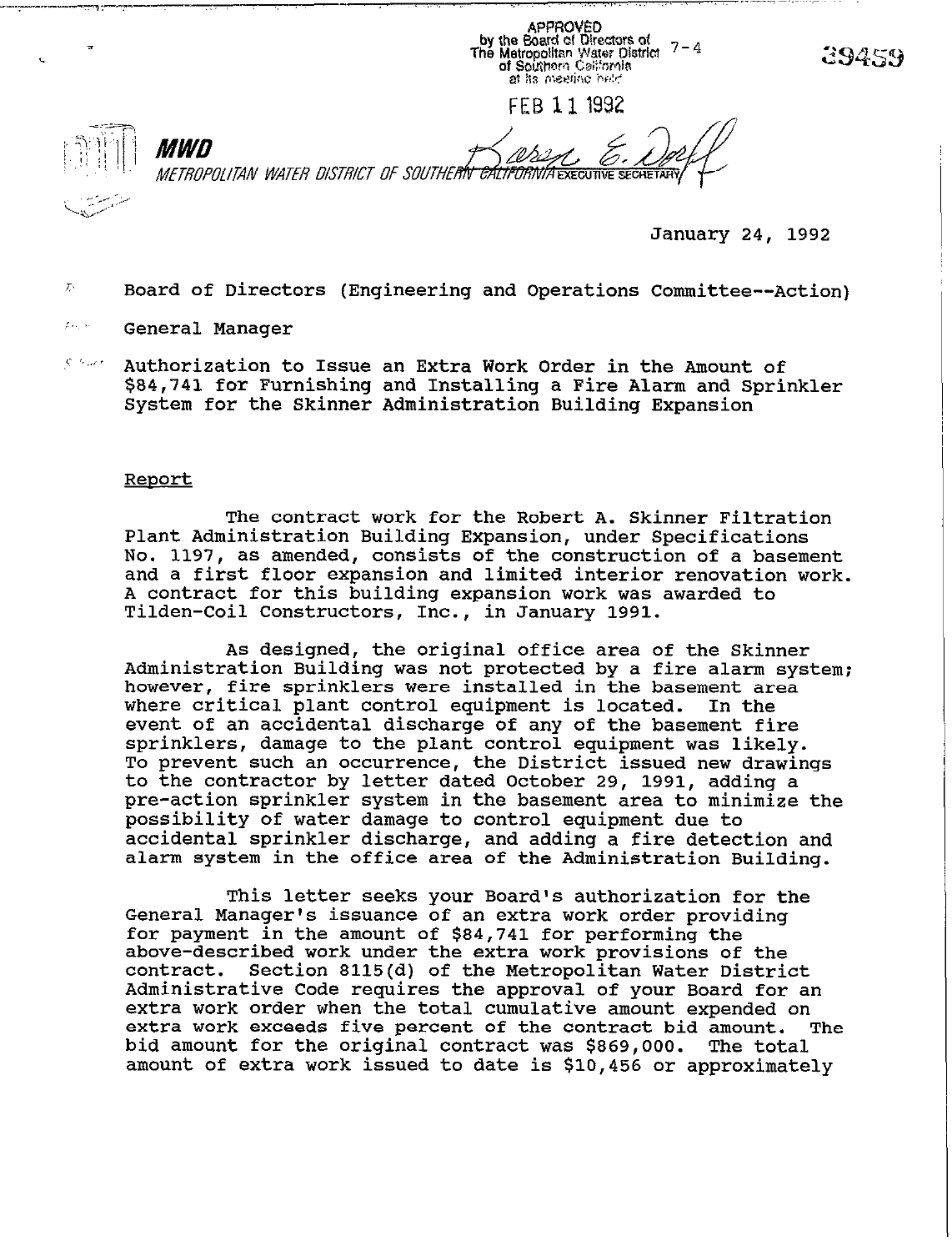APPROVED
by the Board of Directors of
The Metropolitan Water District
of Southern California
at its meeting held

7-4

39459

FEB 11 1992

**MWD**

*METROPOLITAN WATER DISTRICT OF SOUTHERN CALIFORNIA* EXECUTIVE SECRETARY

January 24, 1992

To: Board of Directors (Engineering and Operations Committee--Action)

From: General Manager

Subject: Authorization to Issue an Extra Work Order in the Amount of $84,741 for Furnishing and Installing a Fire Alarm and Sprinkler System for the Skinner Administration Building Expansion

Report

The contract work for the Robert A. Skinner Filtration Plant Administration Building Expansion, under Specifications No. 1197, as amended, consists of the construction of a basement and a first floor expansion and limited interior renovation work. A contract for this building expansion work was awarded to Tilden-Coil Constructors, Inc., in January 1991.

As designed, the original office area of the Skinner Administration Building was not protected by a fire alarm system; however, fire sprinklers were installed in the basement area where critical plant control equipment is located. In the event of an accidental discharge of any of the basement fire sprinklers, damage to the plant control equipment was likely. To prevent such an occurrence, the District issued new drawings to the contractor by letter dated October 29, 1991, adding a pre-action sprinkler system in the basement area to minimize the possibility of water damage to control equipment due to accidental sprinkler discharge, and adding a fire detection and alarm system in the office area of the Administration Building.

This letter seeks your Board's authorization for the General Manager's issuance of an extra work order providing for payment in the amount of $84,741 for performing the above-described work under the extra work provisions of the contract. Section 8115(d) of the Metropolitan Water District Administrative Code requires the approval of your Board for an extra work order when the total cumulative amount expended on extra work exceeds five percent of the contract bid amount. The bid amount for the original contract was $869,000. The total amount of extra work issued to date is $10,456 or approximately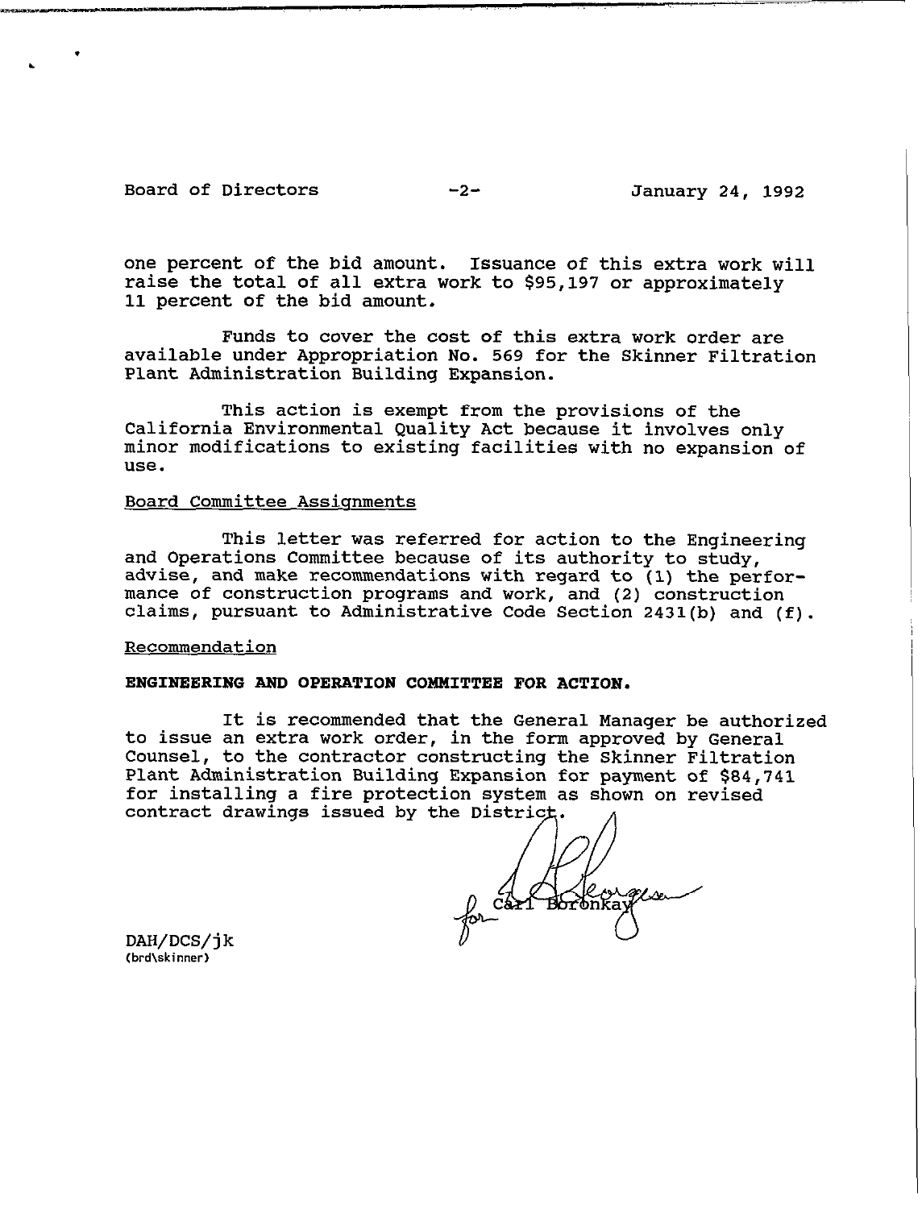one percent of the bid amount. Issuance of this extra work will raise the total of all extra work to $95,197 or approximately 11 percent of the bid amount.

Funds to cover the cost of this extra work order are available under Appropriation No. 569 for the Skinner Filtration Plant Administration Building Expansion.

This action is exempt from the provisions of the California Environmental Quality Act because it involves only minor modifications to existing facilities with no expansion of use.

Board Committee Assignments

This letter was referred for action to the Engineering and Operations Committee because of its authority to study, advise, and make recommendations with regard to (1) the performance of construction programs and work, and (2) construction claims, pursuant to Administrative Code Section 2431(b) and (f).

Recommendation

**ENGINEERING AND OPERATION COMMITTEE FOR ACTION.**

It is recommended that the General Manager be authorized to issue an extra work order, in the form approved by General Counsel, to the contractor constructing the Skinner Filtration Plant Administration Building Expansion for payment of $84,741 for installing a fire protection system as shown on revised contract drawings issued by the District.

for Carl Boronkay

DAH/DCS/jk
(brd\skinner)